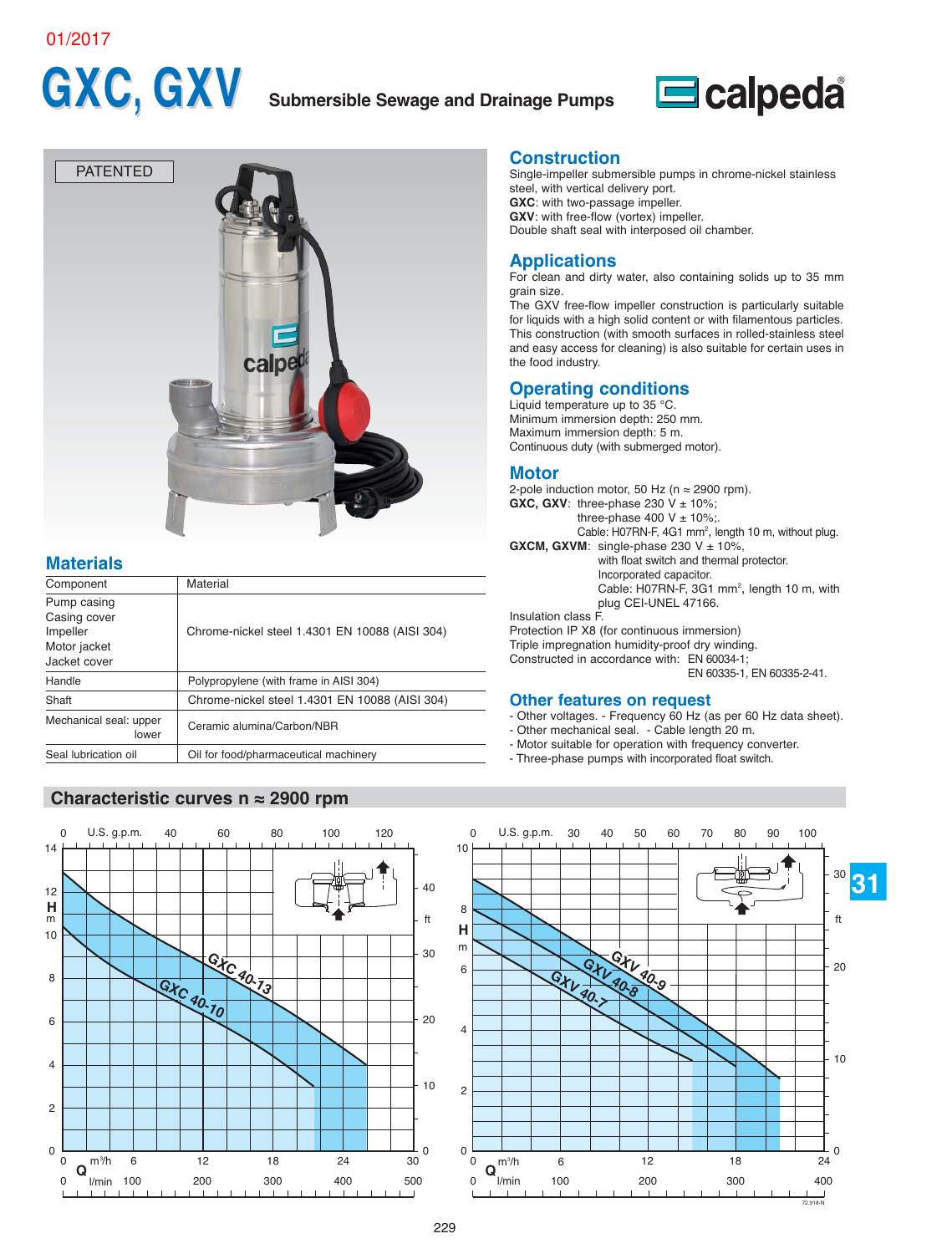01/2017

# GXC, GXV

**Submersible Sewage and Drainage Pumps**

calpeda

PATENTED

## Construction

Single-impeller submersible pumps in chrome-nickel stainless steel, with vertical delivery port.
**GXC**: with two-passage impeller.
**GXV**: with free-flow (vortex) impeller.
Double shaft seal with interposed oil chamber.

## Applications

For clean and dirty water, also containing solids up to 35 mm grain size.
The GXV free-flow impeller construction is particularly suitable for liquids with a high solid content or with filamentous particles. This construction (with smooth surfaces in rolled-stainless steel and easy access for cleaning) is also suitable for certain uses in the food industry.

## Operating conditions

Liquid temperature up to 35 °C.
Minimum immersion depth: 250 mm.
Maximum immersion depth: 5 m.
Continuous duty (with submerged motor).

## Motor

2-pole induction motor, 50 Hz (n ≈ 2900 rpm).
**GXC, GXV**: three-phase 230 V ± 10%;
three-phase 400 V ± 10%;.
Cable: H07RN-F, 4G1 mm², length 10 m, without plug.
**GXCM, GXVM**: single-phase 230 V ± 10%,
with float switch and thermal protector.
Incorporated capacitor.
Cable: H07RN-F, 3G1 mm², length 10 m, with plug CEI-UNEL 47166.
Insulation class F.
Protection IP X8 (for continuous immersion)
Triple impregnation humidity-proof dry winding.
Constructed in accordance with: EN 60034-1;
EN 60335-1, EN 60335-2-41.

## Other features on request

- Other voltages. - Frequency 60 Hz (as per 60 Hz data sheet).
- Other mechanical seal. - Cable length 20 m.
- Motor suitable for operation with frequency converter.
- Three-phase pumps with incorporated float switch.

## Materials

| Component | Material |
|---|---|
| Pump casing<br>Casing cover<br>Impeller<br>Motor jacket<br>Jacket cover | Chrome-nickel steel 1.4301 EN 10088 (AISI 304) |
| Handle | Polypropylene (with frame in AISI 304) |
| Shaft | Chrome-nickel steel 1.4301 EN 10088 (AISI 304) |
| Mechanical seal: upper / lower | Ceramic alumina/Carbon/NBR |
| Seal lubrication oil | Oil for food/pharmaceutical machinery |

## Characteristic curves n ≈ 2900 rpm

GXC 40-13, GXC 40-10 (H m / ft vs Q m³/h, l/min, U.S. g.p.m.)

GXV 40-9, GXV 40-8, GXV 40-7 (H m / ft vs Q m³/h, l/min, U.S. g.p.m.)

72.918-N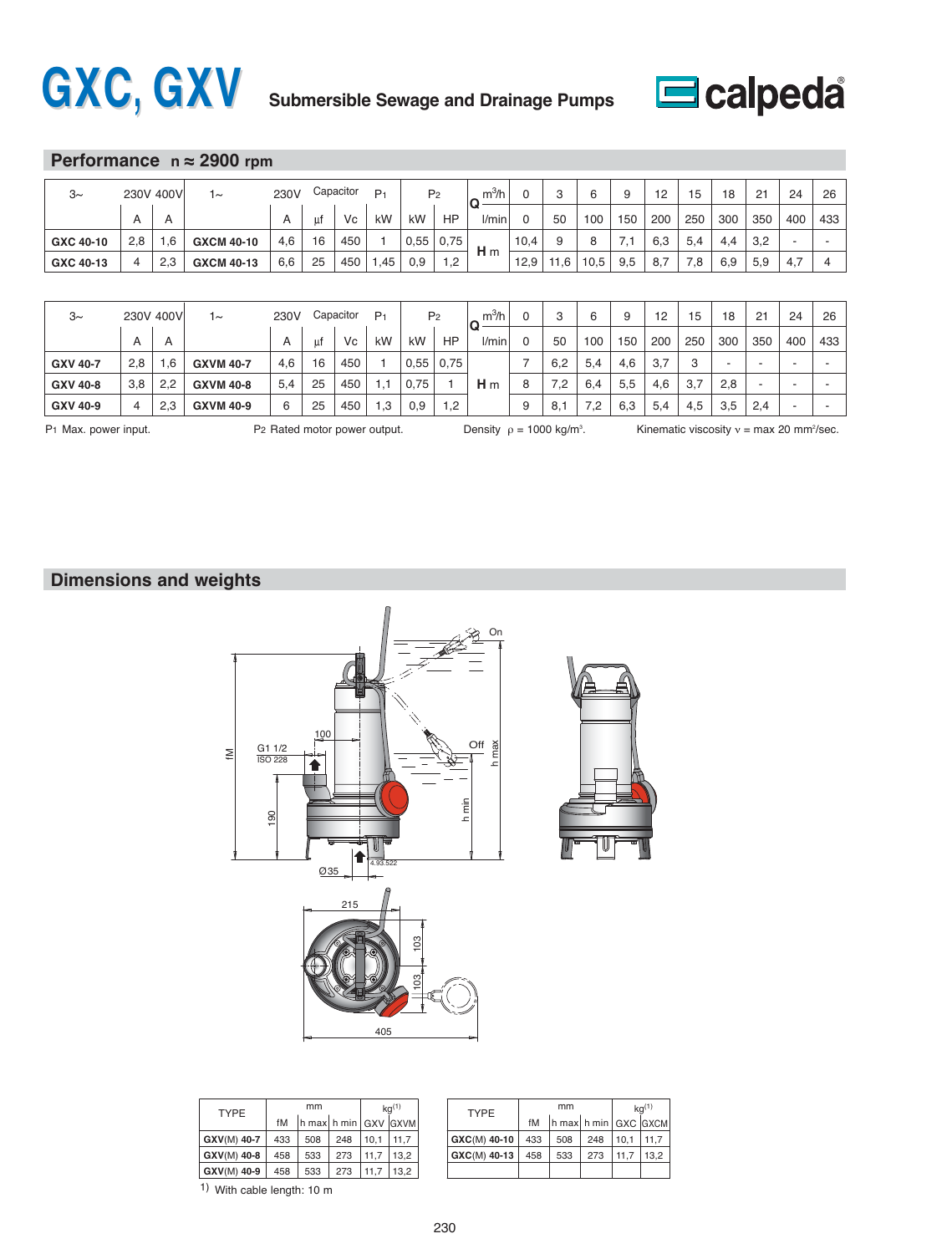# GXC, GXV

**Submersible Sewage and Drainage Pumps**

## Performance n ≈ 2900 rpm

| 3~ | 230V | 400V | 1~ | 230V | Capacitor | | $P_1$ | $P_2$ | | Q m³/h | 0 | 3 | 6 | 9 | 12 | 15 | 18 | 21 | 24 | 26 |
|---|---|---|---|---|---|---|---|---|---|---|---|---|---|---|---|---|---|---|---|---|
| | A | A | | A | µf | Vc | kW | kW | HP | l/min | 0 | 50 | 100 | 150 | 200 | 250 | 300 | 350 | 400 | 433 |
| **GXC 40-10** | 2,8 | 1,6 | **GXCM 40-10** | 4,6 | 16 | 450 | 1 | 0,55 | 0,75 | H m | 10,4 | 9 | 8 | 7,1 | 6,3 | 5,4 | 4,4 | 3,2 | - | - |
| **GXC 40-13** | 4 | 2,3 | **GXCM 40-13** | 6,6 | 25 | 450 | 1,45 | 0,9 | 1,2 | | 12,9 | 11,6 | 10,5 | 9,5 | 8,7 | 7,8 | 6,9 | 5,9 | 4,7 | 4 |

| 3~ | 230V | 400V | 1~ | 230V | Capacitor | | $P_1$ | $P_2$ | | Q m³/h | 0 | 3 | 6 | 9 | 12 | 15 | 18 | 21 | 24 | 26 |
|---|---|---|---|---|---|---|---|---|---|---|---|---|---|---|---|---|---|---|---|---|
| | A | A | | A | µf | Vc | kW | kW | HP | l/min | 0 | 50 | 100 | 150 | 200 | 250 | 300 | 350 | 400 | 433 |
| **GXV 40-7** | 2,8 | 1,6 | **GXVM 40-7** | 4,6 | 16 | 450 | 1 | 0,55 | 0,75 | | 7 | 6,2 | 5,4 | 4,6 | 3,7 | 3 | - | - | - | - |
| **GXV 40-8** | 3,8 | 2,2 | **GXVM 40-8** | 5,4 | 25 | 450 | 1,1 | 0,75 | 1 | H m | 8 | 7,2 | 6,4 | 5,5 | 4,6 | 3,7 | 2,8 | - | - | - |
| **GXV 40-9** | 4 | 2,3 | **GXVM 40-9** | 6 | 25 | 450 | 1,3 | 0,9 | 1,2 | | 9 | 8,1 | 7,2 | 6,3 | 5,4 | 4,5 | 3,5 | 2,4 | - | - |

$P_1$ Max. power input. $P_2$ Rated motor power output. Density $\rho$ = 1000 kg/m³. Kinematic viscosity $\nu$ = max 20 mm²/sec.

## Dimensions and weights

| TYPE | mm | | | kg[1] | |
|---|---|---|---|---|---|
| | fM | h max | h min | GXV | GXVM |
| **GXV**(M) **40-7** | 433 | 508 | 248 | 10,1 | 11,7 |
| **GXV**(M) **40-8** | 458 | 533 | 273 | 11,7 | 13,2 |
| **GXV**(M) **40-9** | 458 | 533 | 273 | 11,7 | 13,2 |

| TYPE | mm | | | kg[1] | |
|---|---|---|---|---|---|
| | fM | h max | h min | GXC | GXCM |
| **GXC**(M) **40-10** | 433 | 508 | 248 | 10,1 | 11,7 |
| **GXC**(M) **40-13** | 458 | 533 | 273 | 11,7 | 13,2 |

1) With cable length: 10 m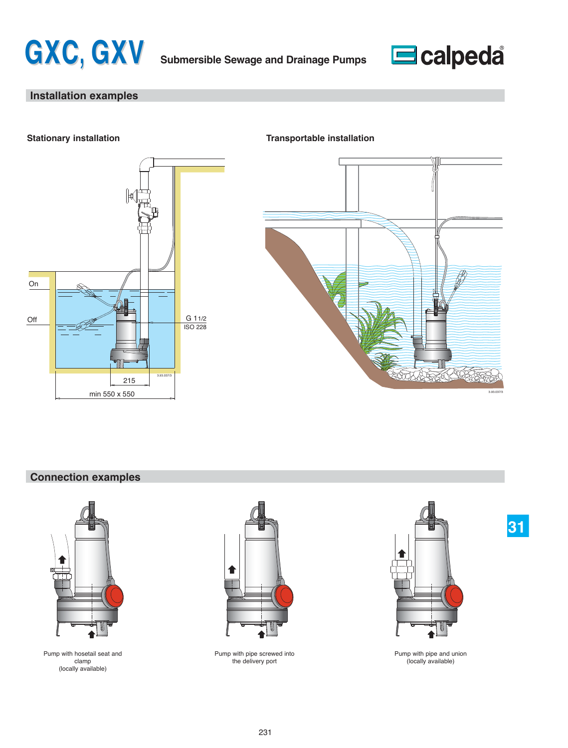# GXC, GXV

Submersible Sewage and Drainage Pumps

## Installation examples

### Stationary installation

On

Off

G 1 1/2
ISO 228

215

min 550 x 550

### Transportable installation

## Connection examples

Pump with hosetail seat and clamp
(locally available)

Pump with pipe screwed into the delivery port

Pump with pipe and union
(locally available)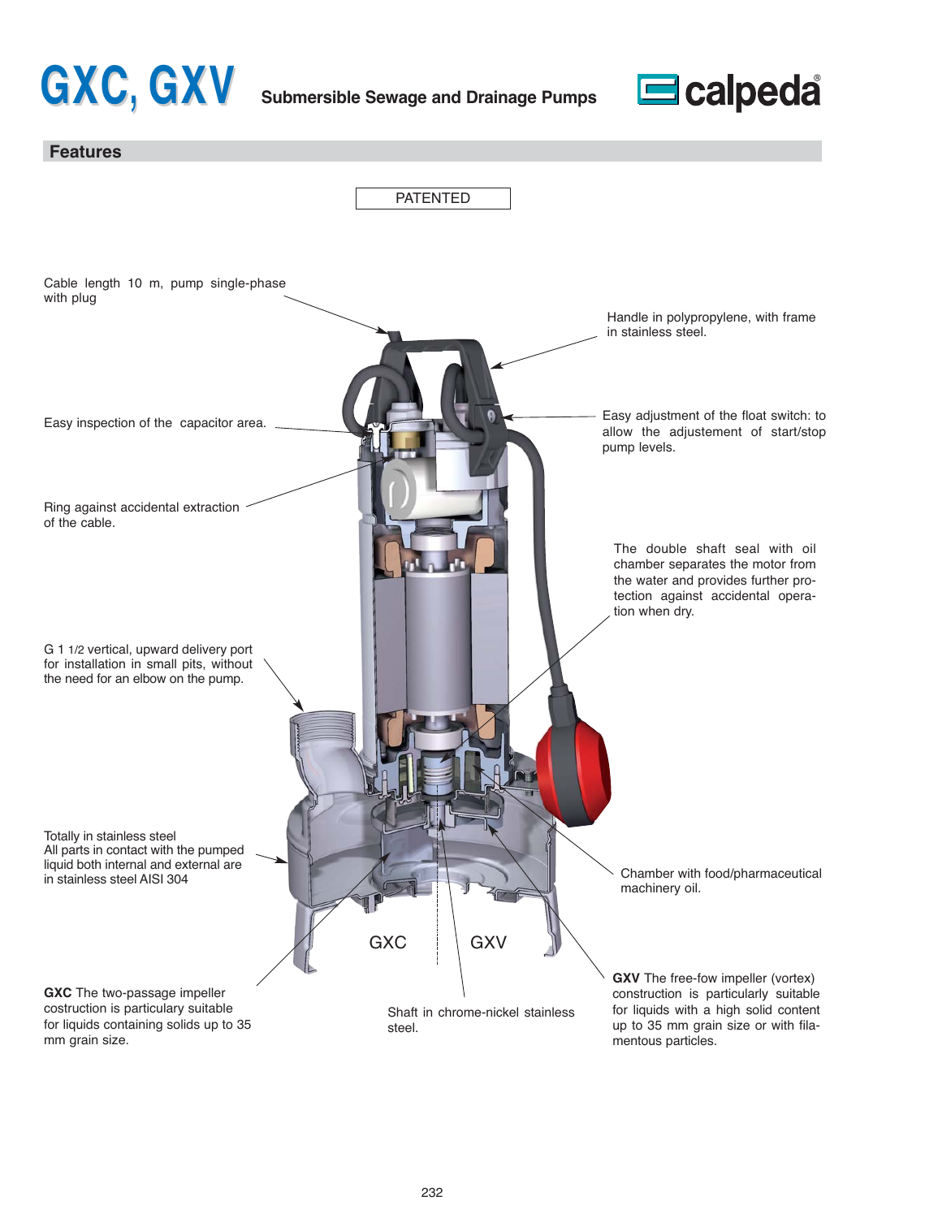# GXC, GXV

**Submersible Sewage and Drainage Pumps**

calpeda

## Features

PATENTED

Cable length 10 m, pump single-phase with plug

Handle in polypropylene, with frame in stainless steel.

Easy inspection of the capacitor area.

Easy adjustment of the float switch: to allow the adjustement of start/stop pump levels.

Ring against accidental extraction of the cable.

The double shaft seal with oil chamber separates the motor from the water and provides further protection against accidental operation when dry.

G 1 1/2 vertical, upward delivery port for installation in small pits, without the need for an elbow on the pump.

Totally in stainless steel
All parts in contact with the pumped liquid both internal and external are in stainless steel AISI 304

Chamber with food/pharmaceutical machinery oil.

GXC

GXV

**GXC** The two-passage impeller costruction is particulary suitable for liquids containing solids up to 35 mm grain size.

Shaft in chrome-nickel stainless steel.

**GXV** The free-fow impeller (vortex) construction is particularly suitable for liquids with a high solid content up to 35 mm grain size or with filamentous particles.